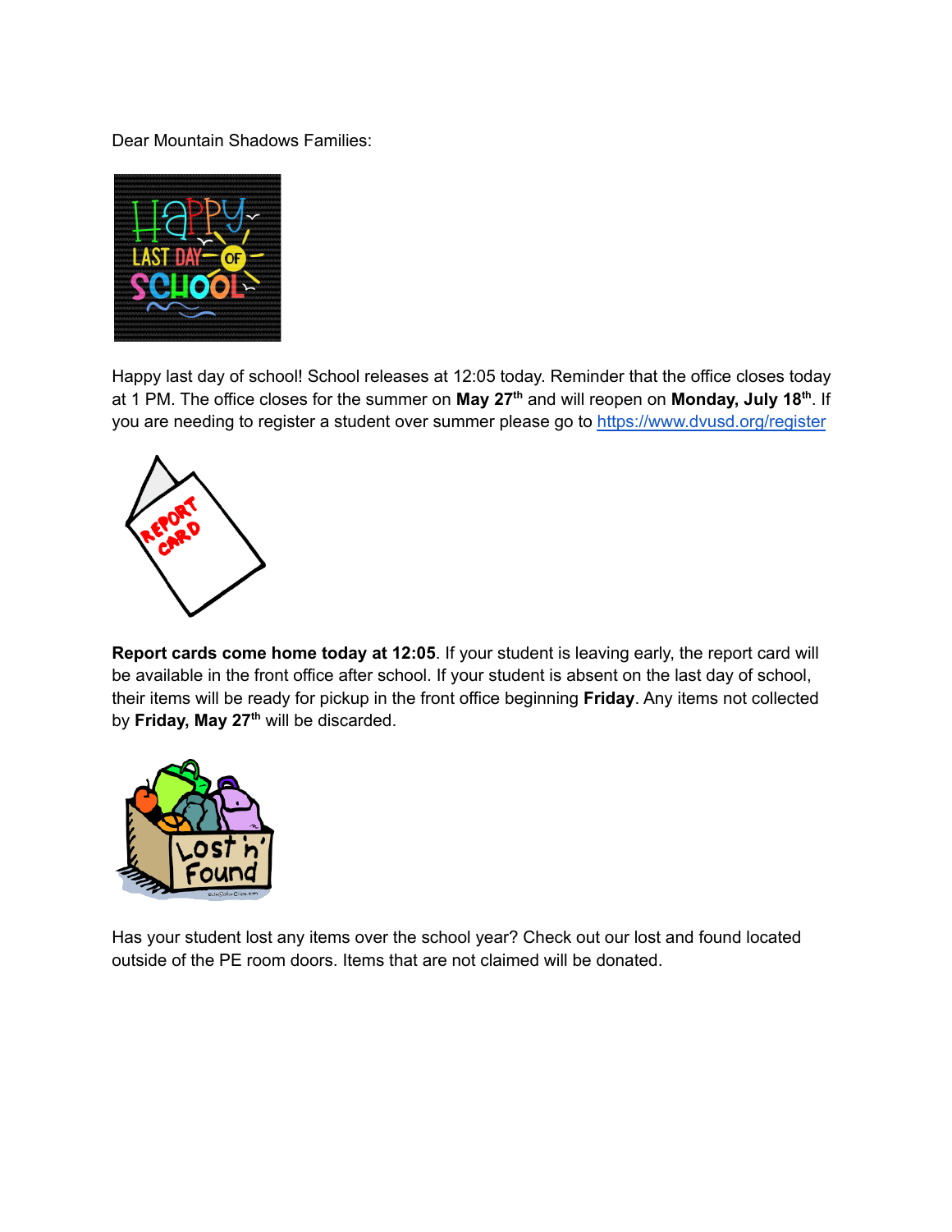Dear Mountain Shadows Families:

Happy last day of school! School releases at 12:05 today. Reminder that the office closes today at 1 PM. The office closes for the summer on **May 27th** and will reopen on **Monday, July 18th**. If you are needing to register a student over summer please go to [https://www.dvusd.org/register](https://www.dvusd.org/register)

**Report cards come home today at 12:05**. If your student is leaving early, the report card will be available in the front office after school. If your student is absent on the last day of school, their items will be ready for pickup in the front office beginning **Friday**. Any items not collected by **Friday, May 27th** will be discarded.

Has your student lost any items over the school year? Check out our lost and found located outside of the PE room doors. Items that are not claimed will be donated.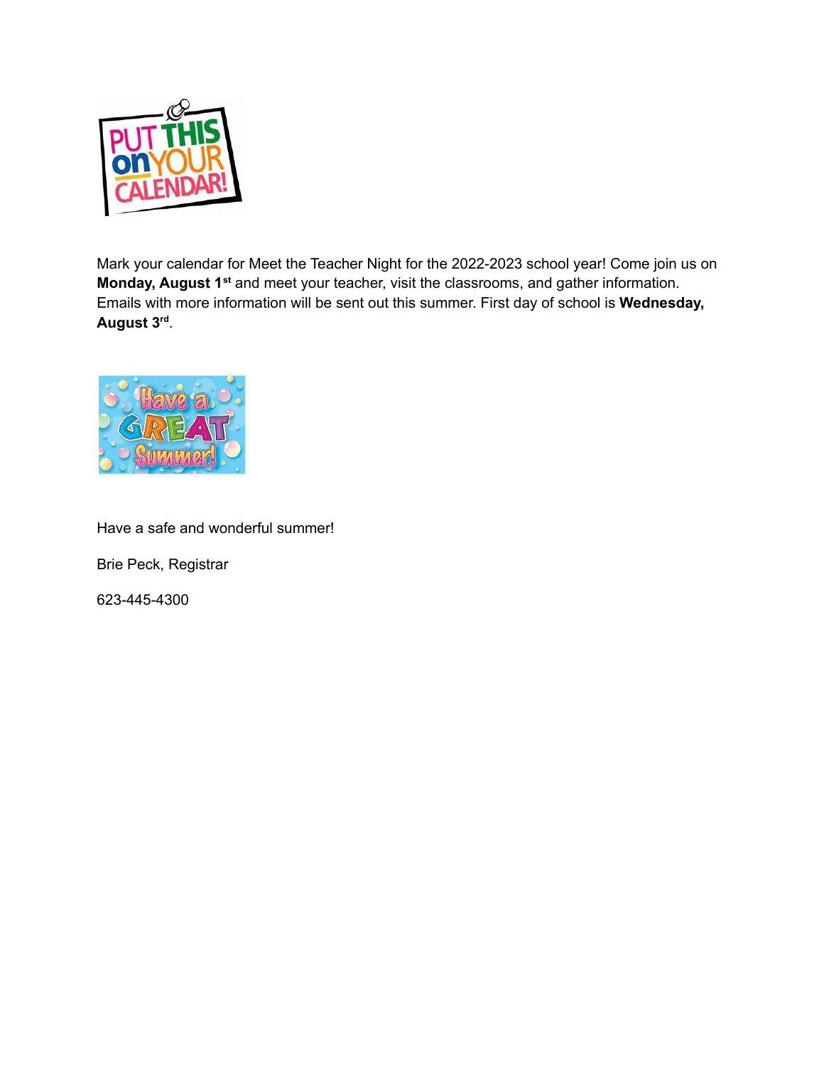Mark your calendar for Meet the Teacher Night for the 2022-2023 school year! Come join us on **Monday, August 1st** and meet your teacher, visit the classrooms, and gather information. Emails with more information will be sent out this summer. First day of school is **Wednesday, August 3rd**.

Have a safe and wonderful summer!

Brie Peck, Registrar

623-445-4300